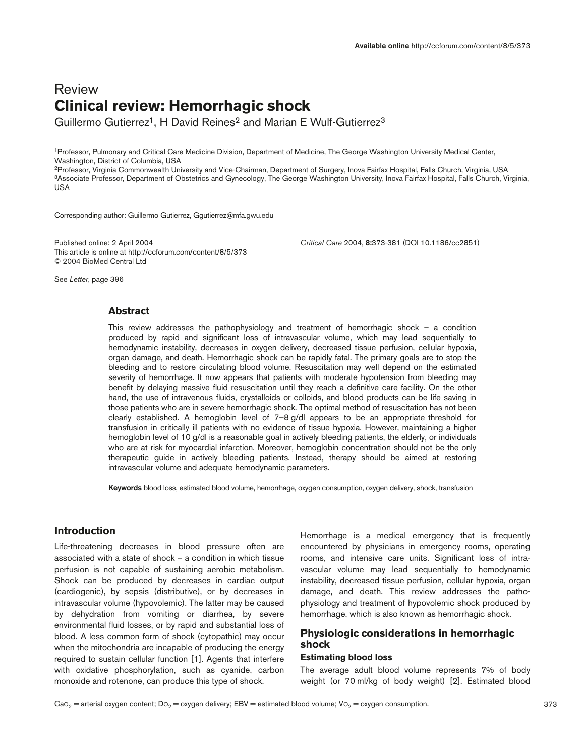Review

# Clinical review: Hemorrhagic shock

Guillermo Gutierrez[1], H David Reines[2] and Marian E Wulf-Gutierrez[3]

[1]Professor, Pulmonary and Critical Care Medicine Division, Department of Medicine, The George Washington University Medical Center, Washington, District of Columbia, USA
[2]Professor, Virginia Commonwealth University and Vice-Chairman, Department of Surgery, Inova Fairfax Hospital, Falls Church, Virginia, USA
[3]Associate Professor, Department of Obstetrics and Gynecology, The George Washington University, Inova Fairfax Hospital, Falls Church, Virginia, USA

Corresponding author: Guillermo Gutierrez, Ggutierrez@mfa.gwu.edu

Published online: 2 April 2004
This article is online at http://ccforum.com/content/8/5/373
© 2004 BioMed Central Ltd

*Critical Care* 2004, **8:**373-381 (DOI 10.1186/cc2851)

See *Letter*, page 396

## Abstract

This review addresses the pathophysiology and treatment of hemorrhagic shock – a condition produced by rapid and significant loss of intravascular volume, which may lead sequentially to hemodynamic instability, decreases in oxygen delivery, decreased tissue perfusion, cellular hypoxia, organ damage, and death. Hemorrhagic shock can be rapidly fatal. The primary goals are to stop the bleeding and to restore circulating blood volume. Resuscitation may well depend on the estimated severity of hemorrhage. It now appears that patients with moderate hypotension from bleeding may benefit by delaying massive fluid resuscitation until they reach a definitive care facility. On the other hand, the use of intravenous fluids, crystalloids or colloids, and blood products can be life saving in those patients who are in severe hemorrhagic shock. The optimal method of resuscitation has not been clearly established. A hemoglobin level of 7–8 g/dl appears to be an appropriate threshold for transfusion in critically ill patients with no evidence of tissue hypoxia. However, maintaining a higher hemoglobin level of 10 g/dl is a reasonable goal in actively bleeding patients, the elderly, or individuals who are at risk for myocardial infarction. Moreover, hemoglobin concentration should not be the only therapeutic guide in actively bleeding patients. Instead, therapy should be aimed at restoring intravascular volume and adequate hemodynamic parameters.

**Keywords** blood loss, estimated blood volume, hemorrhage, oxygen consumption, oxygen delivery, shock, transfusion

## Introduction

Life-threatening decreases in blood pressure often are associated with a state of shock – a condition in which tissue perfusion is not capable of sustaining aerobic metabolism. Shock can be produced by decreases in cardiac output (cardiogenic), by sepsis (distributive), or by decreases in intravascular volume (hypovolemic). The latter may be caused by dehydration from vomiting or diarrhea, by severe environmental fluid losses, or by rapid and substantial loss of blood. A less common form of shock (cytopathic) may occur when the mitochondria are incapable of producing the energy required to sustain cellular function [1]. Agents that interfere with oxidative phosphorylation, such as cyanide, carbon monoxide and rotenone, can produce this type of shock.

Hemorrhage is a medical emergency that is frequently encountered by physicians in emergency rooms, operating rooms, and intensive care units. Significant loss of intravascular volume may lead sequentially to hemodynamic instability, decreased tissue perfusion, cellular hypoxia, organ damage, and death. This review addresses the pathophysiology and treatment of hypovolemic shock produced by hemorrhage, which is also known as hemorrhagic shock.

## Physiologic considerations in hemorrhagic shock

### Estimating blood loss

The average adult blood volume represents 7% of body weight (or 70 ml/kg of body weight) [2]. Estimated blood

$CaO_2$ = arterial oxygen content; $DO_2$ = oxygen delivery; EBV = estimated blood volume; $VO_2$ = oxygen consumption.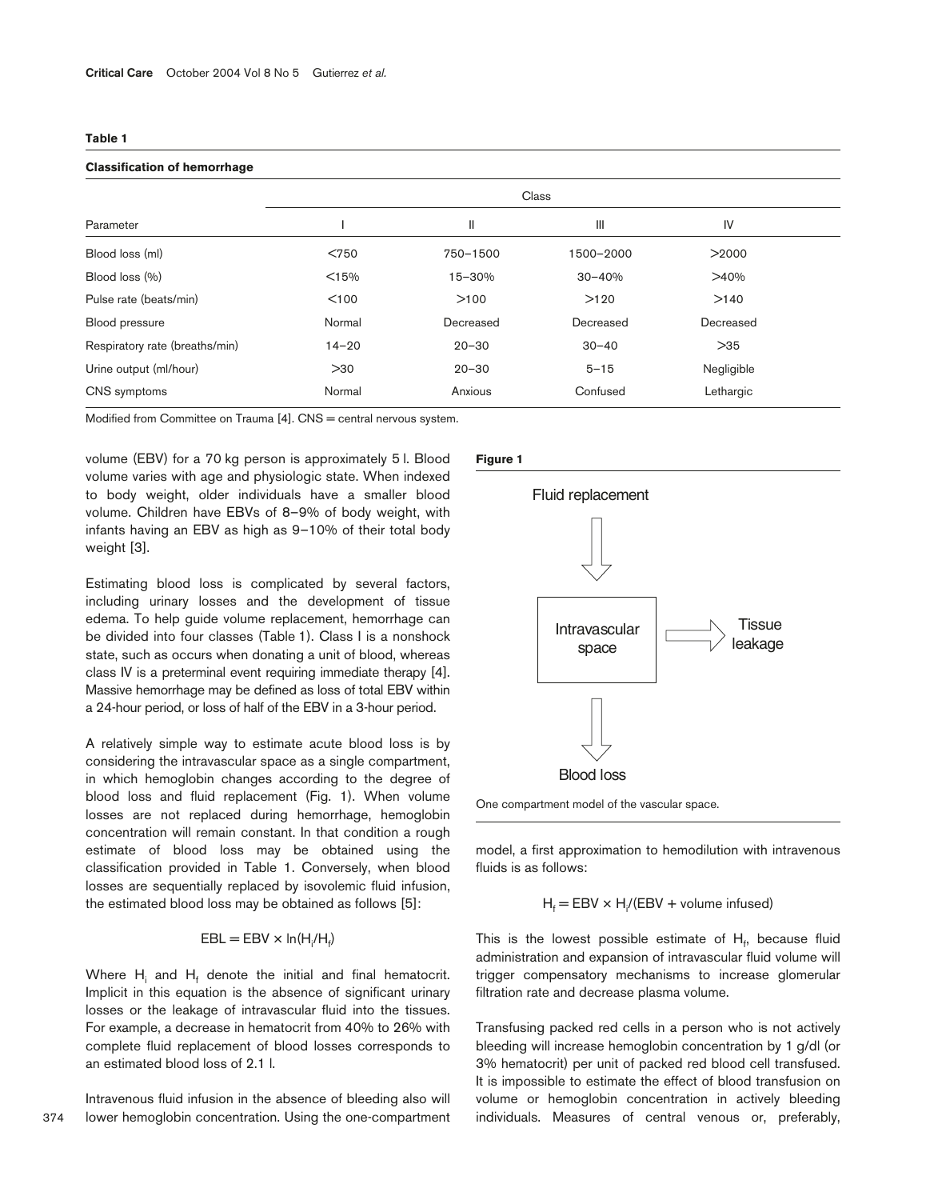**Table 1**

**Classification of hemorrhage**

| Parameter | Class I | Class II | Class III | Class IV |
|---|---|---|---|---|
| Blood loss (ml) | <750 | 750–1500 | 1500–2000 | >2000 |
| Blood loss (%) | <15% | 15–30% | 30–40% | >40% |
| Pulse rate (beats/min) | <100 | >100 | >120 | >140 |
| Blood pressure | Normal | Decreased | Decreased | Decreased |
| Respiratory rate (breaths/min) | 14–20 | 20–30 | 30–40 | >35 |
| Urine output (ml/hour) | >30 | 20–30 | 5–15 | Negligible |
| CNS symptoms | Normal | Anxious | Confused | Lethargic |

Modified from Committee on Trauma [4]. CNS = central nervous system.

volume (EBV) for a 70 kg person is approximately 5 l. Blood volume varies with age and physiologic state. When indexed to body weight, older individuals have a smaller blood volume. Children have EBVs of 8–9% of body weight, with infants having an EBV as high as 9–10% of their total body weight [3].

Estimating blood loss is complicated by several factors, including urinary losses and the development of tissue edema. To help guide volume replacement, hemorrhage can be divided into four classes (Table 1). Class I is a nonshock state, such as occurs when donating a unit of blood, whereas class IV is a preterminal event requiring immediate therapy [4]. Massive hemorrhage may be defined as loss of total EBV within a 24-hour period, or loss of half of the EBV in a 3-hour period.

A relatively simple way to estimate acute blood loss is by considering the intravascular space as a single compartment, in which hemoglobin changes according to the degree of blood loss and fluid replacement (Fig. 1). When volume losses are not replaced during hemorrhage, hemoglobin concentration will remain constant. In that condition a rough estimate of blood loss may be obtained using the classification provided in Table 1. Conversely, when blood losses are sequentially replaced by isovolemic fluid infusion, the estimated blood loss may be obtained as follows [5]:

$$EBL = EBV \times \ln(H_i/H_f)$$

Where $H_i$ and $H_f$ denote the initial and final hematocrit. Implicit in this equation is the absence of significant urinary losses or the leakage of intravascular fluid into the tissues. For example, a decrease in hematocrit from 40% to 26% with complete fluid replacement of blood losses corresponds to an estimated blood loss of 2.1 l.

Intravenous fluid infusion in the absence of bleeding also will lower hemoglobin concentration. Using the one-compartment model, a first approximation to hemodilution with intravenous fluids is as follows:

**Figure 1**

Fluid replacement → Intravascular space → Tissue leakage; Intravascular space → Blood loss

One compartment model of the vascular space.

$$H_f = EBV \times H_i/(EBV + \text{volume infused})$$

This is the lowest possible estimate of $H_f$, because fluid administration and expansion of intravascular fluid volume will trigger compensatory mechanisms to increase glomerular filtration rate and decrease plasma volume.

Transfusing packed red cells in a person who is not actively bleeding will increase hemoglobin concentration by 1 g/dl (or 3% hematocrit) per unit of packed red blood cell transfused. It is impossible to estimate the effect of blood transfusion on volume or hemoglobin concentration in actively bleeding individuals. Measures of central venous or, preferably,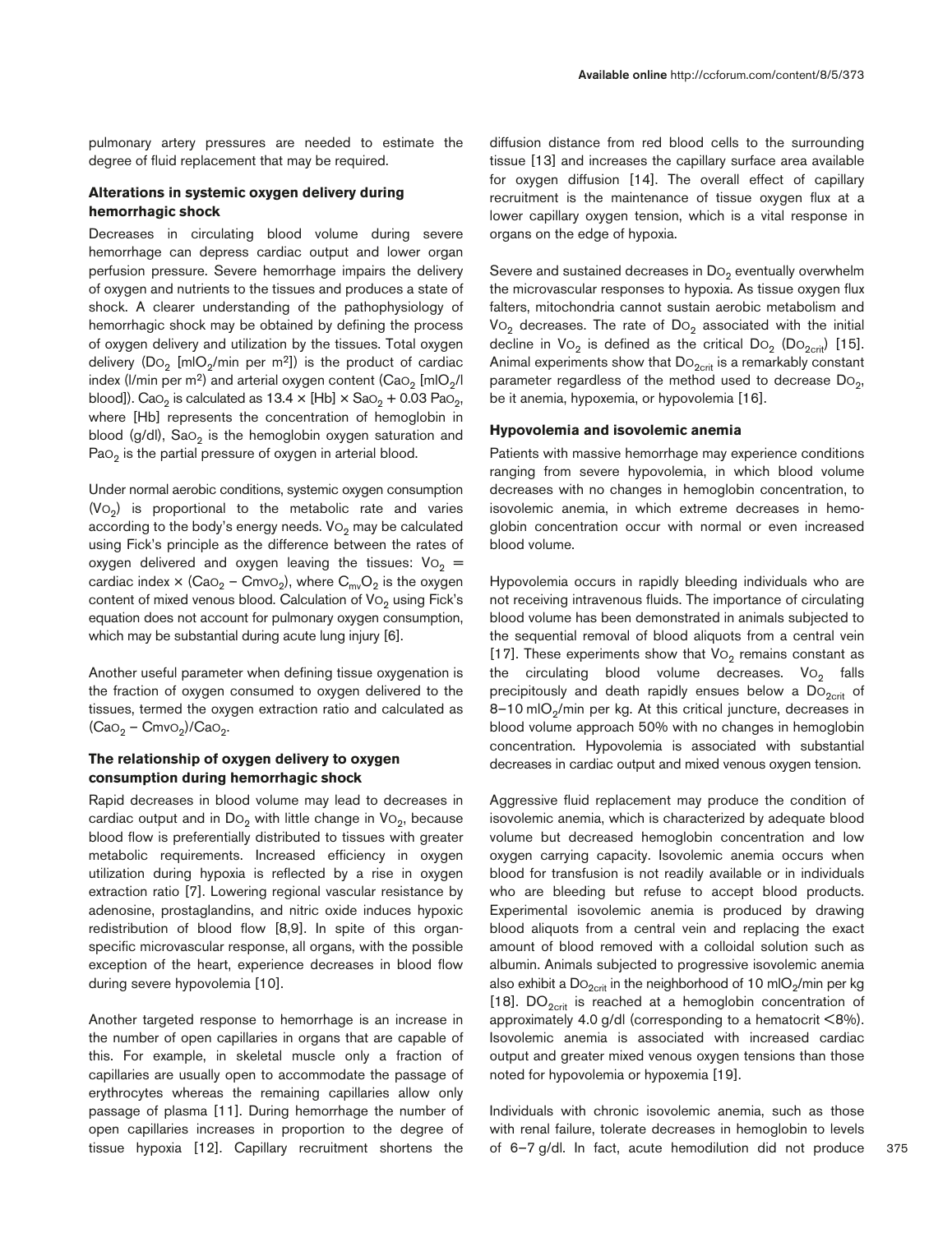pulmonary artery pressures are needed to estimate the degree of fluid replacement that may be required.

### Alterations in systemic oxygen delivery during hemorrhagic shock

Decreases in circulating blood volume during severe hemorrhage can depress cardiac output and lower organ perfusion pressure. Severe hemorrhage impairs the delivery of oxygen and nutrients to the tissues and produces a state of shock. A clearer understanding of the pathophysiology of hemorrhagic shock may be obtained by defining the process of oxygen delivery and utilization by the tissues. Total oxygen delivery ($DO_2$ [$mlO_2$/min per $m^2$]) is the product of cardiac index (l/min per $m^2$) and arterial oxygen content ($CaO_2$ [$mlO_2$/l blood]). $CaO_2$ is calculated as $13.4 \times [Hb] \times SaO_2 + 0.03\ PaO_2$, where [Hb] represents the concentration of hemoglobin in blood (g/dl), $SaO_2$ is the hemoglobin oxygen saturation and $PaO_2$ is the partial pressure of oxygen in arterial blood.

Under normal aerobic conditions, systemic oxygen consumption ($VO_2$) is proportional to the metabolic rate and varies according to the body's energy needs. $VO_2$ may be calculated using Fick's principle as the difference between the rates of oxygen delivered and oxygen leaving the tissues: $VO_2$ = cardiac index × ($CaO_2$ – $CmvO_2$), where $C_{mv}O_2$ is the oxygen content of mixed venous blood. Calculation of $VO_2$ using Fick's equation does not account for pulmonary oxygen consumption, which may be substantial during acute lung injury [6].

Another useful parameter when defining tissue oxygenation is the fraction of oxygen consumed to oxygen delivered to the tissues, termed the oxygen extraction ratio and calculated as ($CaO_2$ – $CmvO_2$)/$CaO_2$.

### The relationship of oxygen delivery to oxygen consumption during hemorrhagic shock

Rapid decreases in blood volume may lead to decreases in cardiac output and in $DO_2$ with little change in $VO_2$, because blood flow is preferentially distributed to tissues with greater metabolic requirements. Increased efficiency in oxygen utilization during hypoxia is reflected by a rise in oxygen extraction ratio [7]. Lowering regional vascular resistance by adenosine, prostaglandins, and nitric oxide induces hypoxic redistribution of blood flow [8,9]. In spite of this organ-specific microvascular response, all organs, with the possible exception of the heart, experience decreases in blood flow during severe hypovolemia [10].

Another targeted response to hemorrhage is an increase in the number of open capillaries in organs that are capable of this. For example, in skeletal muscle only a fraction of capillaries are usually open to accommodate the passage of erythrocytes whereas the remaining capillaries allow only passage of plasma [11]. During hemorrhage the number of open capillaries increases in proportion to the degree of tissue hypoxia [12]. Capillary recruitment shortens the diffusion distance from red blood cells to the surrounding tissue [13] and increases the capillary surface area available for oxygen diffusion [14]. The overall effect of capillary recruitment is the maintenance of tissue oxygen flux at a lower capillary oxygen tension, which is a vital response in organs on the edge of hypoxia.

Severe and sustained decreases in $DO_2$ eventually overwhelm the microvascular responses to hypoxia. As tissue oxygen flux falters, mitochondria cannot sustain aerobic metabolism and $VO_2$ decreases. The rate of $DO_2$ associated with the initial decline in $VO_2$ is defined as the critical $DO_2$ ($DO_{2crit}$) [15]. Animal experiments show that $DO_{2crit}$ is a remarkably constant parameter regardless of the method used to decrease $DO_2$, be it anemia, hypoxemia, or hypovolemia [16].

### Hypovolemia and isovolemic anemia

Patients with massive hemorrhage may experience conditions ranging from severe hypovolemia, in which blood volume decreases with no changes in hemoglobin concentration, to isovolemic anemia, in which extreme decreases in hemoglobin concentration occur with normal or even increased blood volume.

Hypovolemia occurs in rapidly bleeding individuals who are not receiving intravenous fluids. The importance of circulating blood volume has been demonstrated in animals subjected to the sequential removal of blood aliquots from a central vein [17]. These experiments show that $VO_2$ remains constant as the circulating blood volume decreases. $VO_2$ falls precipitously and death rapidly ensues below a $DO_{2crit}$ of 8–10 $mlO_2$/min per kg. At this critical juncture, decreases in blood volume approach 50% with no changes in hemoglobin concentration. Hypovolemia is associated with substantial decreases in cardiac output and mixed venous oxygen tension.

Aggressive fluid replacement may produce the condition of isovolemic anemia, which is characterized by adequate blood volume but decreased hemoglobin concentration and low oxygen carrying capacity. Isovolemic anemia occurs when blood for transfusion is not readily available or in individuals who are bleeding but refuse to accept blood products. Experimental isovolemic anemia is produced by drawing blood aliquots from a central vein and replacing the exact amount of blood removed with a colloidal solution such as albumin. Animals subjected to progressive isovolemic anemia also exhibit a $DO_{2crit}$ in the neighborhood of 10 $mlO_2$/min per kg [18]. $DO_{2crit}$ is reached at a hemoglobin concentration of approximately 4.0 g/dl (corresponding to a hematocrit <8%). Isovolemic anemia is associated with increased cardiac output and greater mixed venous oxygen tensions than those noted for hypovolemia or hypoxemia [19].

Individuals with chronic isovolemic anemia, such as those with renal failure, tolerate decreases in hemoglobin to levels of 6–7 g/dl. In fact, acute hemodilution did not produce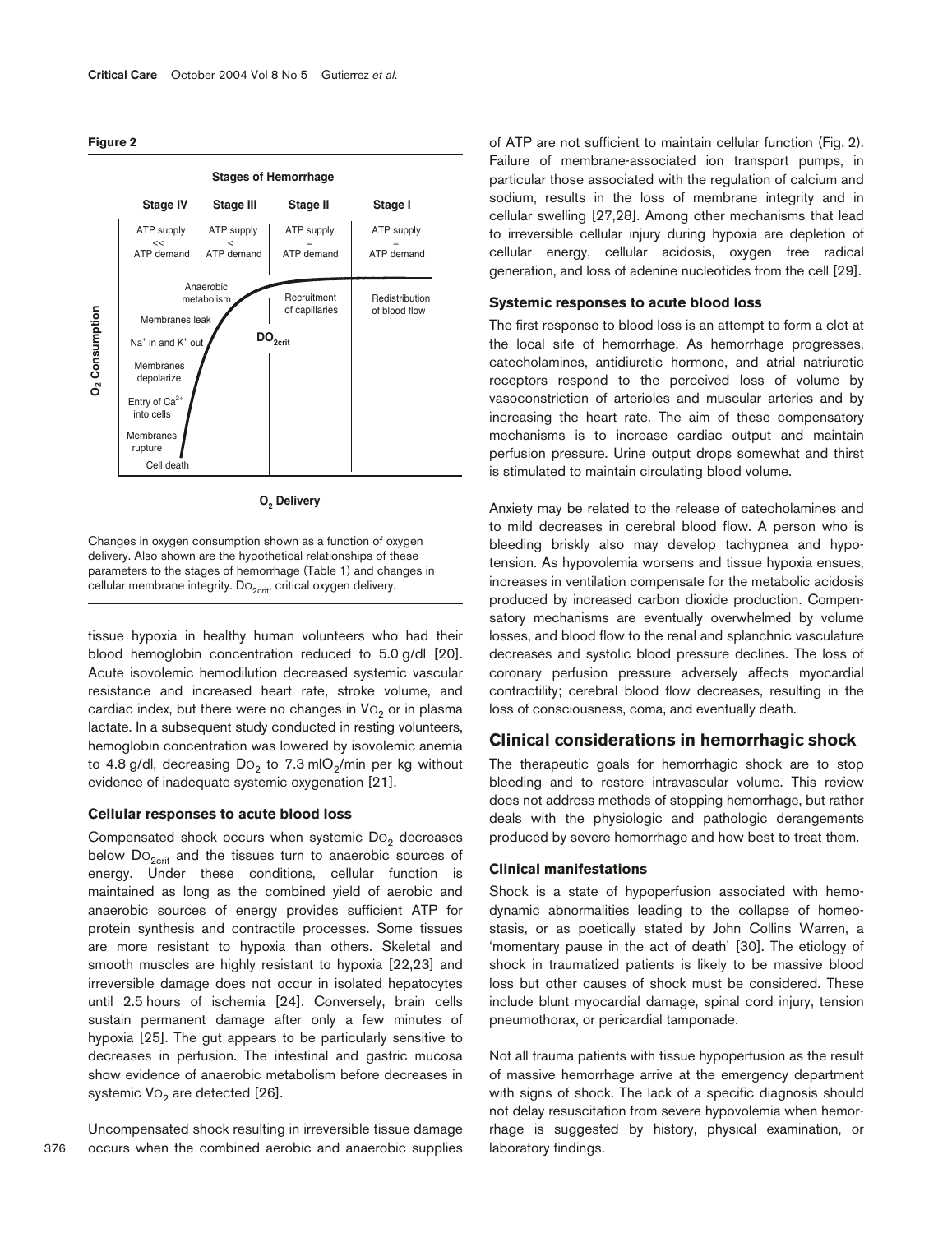**Figure 2**

| | Stage IV | Stage III | Stage II | Stage I |
|---|---|---|---|---|
| | ATP supply << ATP demand | ATP supply < ATP demand | ATP supply = ATP demand | ATP supply = ATP demand |

Changes in oxygen consumption shown as a function of oxygen delivery. Also shown are the hypothetical relationships of these parameters to the stages of hemorrhage (Table 1) and changes in cellular membrane integrity. $Do_{2crit}$, critical oxygen delivery.

tissue hypoxia in healthy human volunteers who had their blood hemoglobin concentration reduced to 5.0 g/dl [20]. Acute isovolemic hemodilution decreased systemic vascular resistance and increased heart rate, stroke volume, and cardiac index, but there were no changes in $Vo_2$ or in plasma lactate. In a subsequent study conducted in resting volunteers, hemoglobin concentration was lowered by isovolemic anemia to 4.8 g/dl, decreasing $Do_2$ to 7.3 ml$O_2$/min per kg without evidence of inadequate systemic oxygenation [21].

### Cellular responses to acute blood loss

Compensated shock occurs when systemic $Do_2$ decreases below $Do_{2crit}$ and the tissues turn to anaerobic sources of energy. Under these conditions, cellular function is maintained as long as the combined yield of aerobic and anaerobic sources of energy provides sufficient ATP for protein synthesis and contractile processes. Some tissues are more resistant to hypoxia than others. Skeletal and smooth muscles are highly resistant to hypoxia [22,23] and irreversible damage does not occur in isolated hepatocytes until 2.5 hours of ischemia [24]. Conversely, brain cells sustain permanent damage after only a few minutes of hypoxia [25]. The gut appears to be particularly sensitive to decreases in perfusion. The intestinal and gastric mucosa show evidence of anaerobic metabolism before decreases in systemic $Vo_2$ are detected [26].

Uncompensated shock resulting in irreversible tissue damage occurs when the combined aerobic and anaerobic supplies of ATP are not sufficient to maintain cellular function (Fig. 2). Failure of membrane-associated ion transport pumps, in particular those associated with the regulation of calcium and sodium, results in the loss of membrane integrity and in cellular swelling [27,28]. Among other mechanisms that lead to irreversible cellular injury during hypoxia are depletion of cellular energy, cellular acidosis, oxygen free radical generation, and loss of adenine nucleotides from the cell [29].

### Systemic responses to acute blood loss

The first response to blood loss is an attempt to form a clot at the local site of hemorrhage. As hemorrhage progresses, catecholamines, antidiuretic hormone, and atrial natriuretic receptors respond to the perceived loss of volume by vasoconstriction of arterioles and muscular arteries and by increasing the heart rate. The aim of these compensatory mechanisms is to increase cardiac output and maintain perfusion pressure. Urine output drops somewhat and thirst is stimulated to maintain circulating blood volume.

Anxiety may be related to the release of catecholamines and to mild decreases in cerebral blood flow. A person who is bleeding briskly also may develop tachypnea and hypotension. As hypovolemia worsens and tissue hypoxia ensues, increases in ventilation compensate for the metabolic acidosis produced by increased carbon dioxide production. Compensatory mechanisms are eventually overwhelmed by volume losses, and blood flow to the renal and splanchnic vasculature decreases and systolic blood pressure declines. The loss of coronary perfusion pressure adversely affects myocardial contractility; cerebral blood flow decreases, resulting in the loss of consciousness, coma, and eventually death.

## Clinical considerations in hemorrhagic shock

The therapeutic goals for hemorrhagic shock are to stop bleeding and to restore intravascular volume. This review does not address methods of stopping hemorrhage, but rather deals with the physiologic and pathologic derangements produced by severe hemorrhage and how best to treat them.

### Clinical manifestations

Shock is a state of hypoperfusion associated with hemodynamic abnormalities leading to the collapse of homeostasis, or as poetically stated by John Collins Warren, a 'momentary pause in the act of death' [30]. The etiology of shock in traumatized patients is likely to be massive blood loss but other causes of shock must be considered. These include blunt myocardial damage, spinal cord injury, tension pneumothorax, or pericardial tamponade.

Not all trauma patients with tissue hypoperfusion as the result of massive hemorrhage arrive at the emergency department with signs of shock. The lack of a specific diagnosis should not delay resuscitation from severe hypovolemia when hemorrhage is suggested by history, physical examination, or laboratory findings.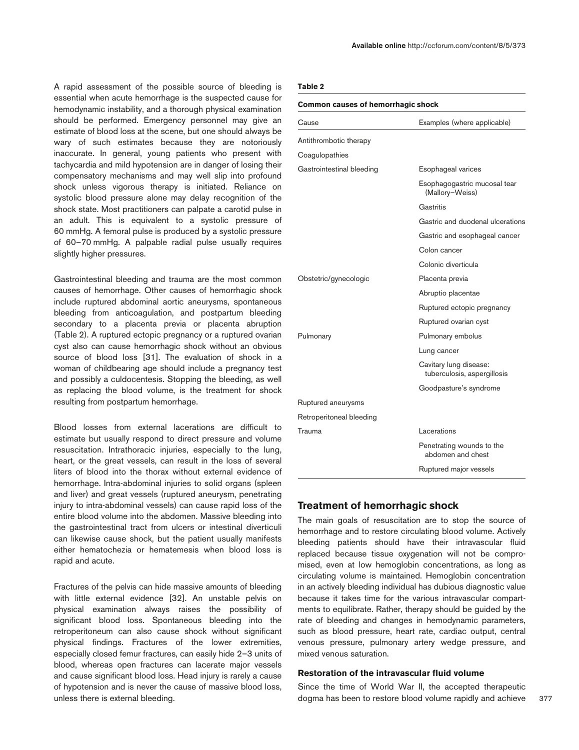A rapid assessment of the possible source of bleeding is essential when acute hemorrhage is the suspected cause for hemodynamic instability, and a thorough physical examination should be performed. Emergency personnel may give an estimate of blood loss at the scene, but one should always be wary of such estimates because they are notoriously inaccurate. In general, young patients who present with tachycardia and mild hypotension are in danger of losing their compensatory mechanisms and may well slip into profound shock unless vigorous therapy is initiated. Reliance on systolic blood pressure alone may delay recognition of the shock state. Most practitioners can palpate a carotid pulse in an adult. This is equivalent to a systolic pressure of 60 mmHg. A femoral pulse is produced by a systolic pressure of 60–70 mmHg. A palpable radial pulse usually requires slightly higher pressures.

Gastrointestinal bleeding and trauma are the most common causes of hemorrhage. Other causes of hemorrhagic shock include ruptured abdominal aortic aneurysms, spontaneous bleeding from anticoagulation, and postpartum bleeding secondary to a placenta previa or placenta abruption (Table 2). A ruptured ectopic pregnancy or a ruptured ovarian cyst also can cause hemorrhagic shock without an obvious source of blood loss [31]. The evaluation of shock in a woman of childbearing age should include a pregnancy test and possibly a culdocentesis. Stopping the bleeding, as well as replacing the blood volume, is the treatment for shock resulting from postpartum hemorrhage.

Blood losses from external lacerations are difficult to estimate but usually respond to direct pressure and volume resuscitation. Intrathoracic injuries, especially to the lung, heart, or the great vessels, can result in the loss of several liters of blood into the thorax without external evidence of hemorrhage. Intra-abdominal injuries to solid organs (spleen and liver) and great vessels (ruptured aneurysm, penetrating injury to intra-abdominal vessels) can cause rapid loss of the entire blood volume into the abdomen. Massive bleeding into the gastrointestinal tract from ulcers or intestinal diverticuli can likewise cause shock, but the patient usually manifests either hematochezia or hematemesis when blood loss is rapid and acute.

Fractures of the pelvis can hide massive amounts of bleeding with little external evidence [32]. An unstable pelvis on physical examination always raises the possibility of significant blood loss. Spontaneous bleeding into the retroperitoneum can also cause shock without significant physical findings. Fractures of the lower extremities, especially closed femur fractures, can easily hide 2–3 units of blood, whereas open fractures can lacerate major vessels and cause significant blood loss. Head injury is rarely a cause of hypotension and is never the cause of massive blood loss, unless there is external bleeding.

**Table 2**

**Common causes of hemorrhagic shock**

| Cause | Examples (where applicable) |
|---|---|
| Antithrombotic therapy | |
| Coagulopathies | |
| Gastrointestinal bleeding | Esophageal varices |
| | Esophagogastric mucosal tear (Mallory–Weiss) |
| | Gastritis |
| | Gastric and duodenal ulcerations |
| | Gastric and esophageal cancer |
| | Colon cancer |
| | Colonic diverticula |
| Obstetric/gynecologic | Placenta previa |
| | Abruptio placentae |
| | Ruptured ectopic pregnancy |
| | Ruptured ovarian cyst |
| Pulmonary | Pulmonary embolus |
| | Lung cancer |
| | Cavitary lung disease: tuberculosis, aspergillosis |
| | Goodpasture's syndrome |
| Ruptured aneurysms | |
| Retroperitoneal bleeding | |
| Trauma | Lacerations |
| | Penetrating wounds to the abdomen and chest |
| | Ruptured major vessels |

## Treatment of hemorrhagic shock

The main goals of resuscitation are to stop the source of hemorrhage and to restore circulating blood volume. Actively bleeding patients should have their intravascular fluid replaced because tissue oxygenation will not be compromised, even at low hemoglobin concentrations, as long as circulating volume is maintained. Hemoglobin concentration in an actively bleeding individual has dubious diagnostic value because it takes time for the various intravascular compartments to equilibrate. Rather, therapy should be guided by the rate of bleeding and changes in hemodynamic parameters, such as blood pressure, heart rate, cardiac output, central venous pressure, pulmonary artery wedge pressure, and mixed venous saturation.

### Restoration of the intravascular fluid volume

Since the time of World War II, the accepted therapeutic dogma has been to restore blood volume rapidly and achieve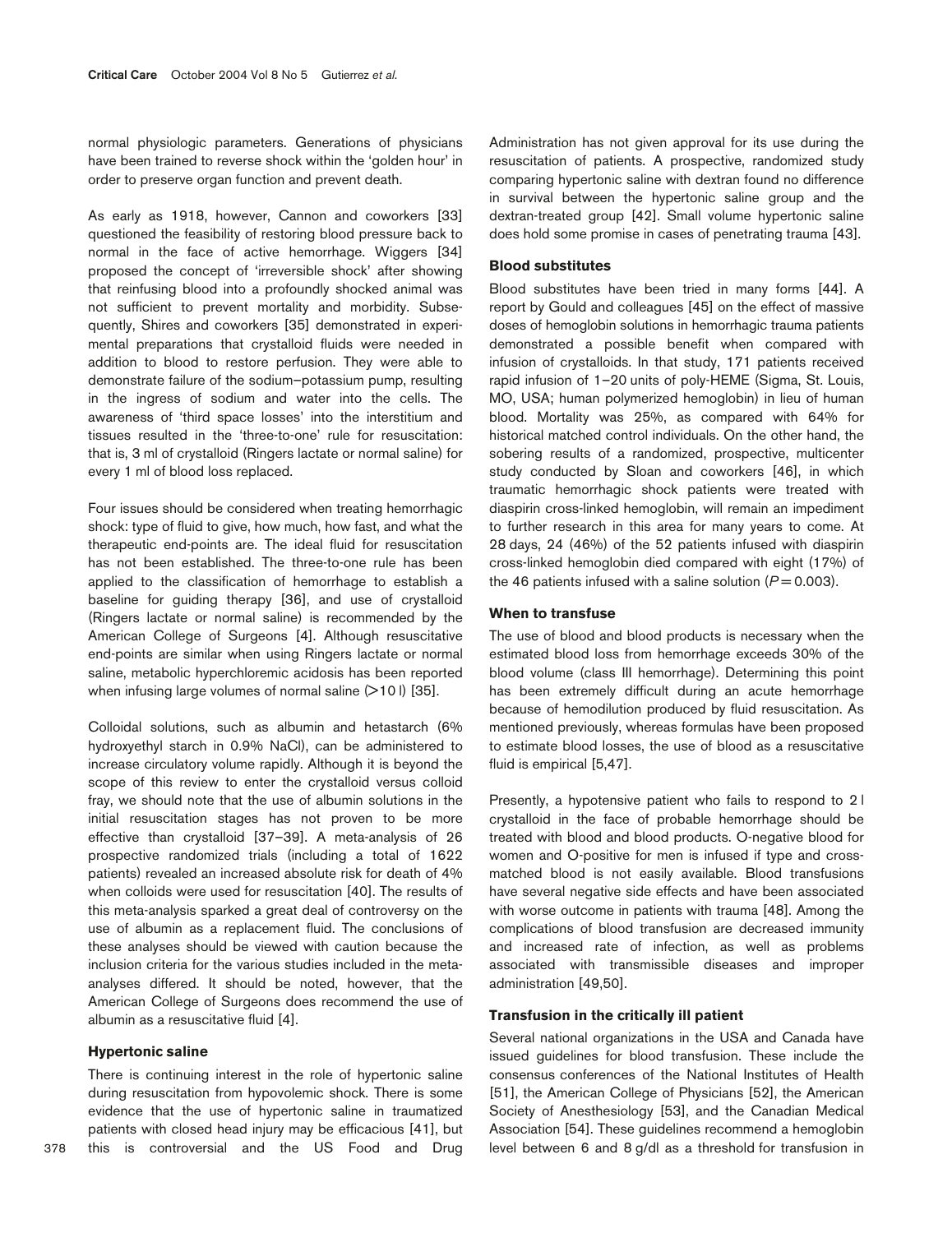normal physiologic parameters. Generations of physicians have been trained to reverse shock within the 'golden hour' in order to preserve organ function and prevent death.

As early as 1918, however, Cannon and coworkers [33] questioned the feasibility of restoring blood pressure back to normal in the face of active hemorrhage. Wiggers [34] proposed the concept of 'irreversible shock' after showing that reinfusing blood into a profoundly shocked animal was not sufficient to prevent mortality and morbidity. Subsequently, Shires and coworkers [35] demonstrated in experimental preparations that crystalloid fluids were needed in addition to blood to restore perfusion. They were able to demonstrate failure of the sodium–potassium pump, resulting in the ingress of sodium and water into the cells. The awareness of 'third space losses' into the interstitium and tissues resulted in the 'three-to-one' rule for resuscitation: that is, 3 ml of crystalloid (Ringers lactate or normal saline) for every 1 ml of blood loss replaced.

Four issues should be considered when treating hemorrhagic shock: type of fluid to give, how much, how fast, and what the therapeutic end-points are. The ideal fluid for resuscitation has not been established. The three-to-one rule has been applied to the classification of hemorrhage to establish a baseline for guiding therapy [36], and use of crystalloid (Ringers lactate or normal saline) is recommended by the American College of Surgeons [4]. Although resuscitative end-points are similar when using Ringers lactate or normal saline, metabolic hyperchloremic acidosis has been reported when infusing large volumes of normal saline (>10 l) [35].

Colloidal solutions, such as albumin and hetastarch (6% hydroxyethyl starch in 0.9% NaCl), can be administered to increase circulatory volume rapidly. Although it is beyond the scope of this review to enter the crystalloid versus colloid fray, we should note that the use of albumin solutions in the initial resuscitation stages has not proven to be more effective than crystalloid [37–39]. A meta-analysis of 26 prospective randomized trials (including a total of 1622 patients) revealed an increased absolute risk for death of 4% when colloids were used for resuscitation [40]. The results of this meta-analysis sparked a great deal of controversy on the use of albumin as a replacement fluid. The conclusions of these analyses should be viewed with caution because the inclusion criteria for the various studies included in the meta-analyses differed. It should be noted, however, that the American College of Surgeons does recommend the use of albumin as a resuscitative fluid [4].

### Hypertonic saline

There is continuing interest in the role of hypertonic saline during resuscitation from hypovolemic shock. There is some evidence that the use of hypertonic saline in traumatized patients with closed head injury may be efficacious [41], but this is controversial and the US Food and Drug Administration has not given approval for its use during the resuscitation of patients. A prospective, randomized study comparing hypertonic saline with dextran found no difference in survival between the hypertonic saline group and the dextran-treated group [42]. Small volume hypertonic saline does hold some promise in cases of penetrating trauma [43].

### Blood substitutes

Blood substitutes have been tried in many forms [44]. A report by Gould and colleagues [45] on the effect of massive doses of hemoglobin solutions in hemorrhagic trauma patients demonstrated a possible benefit when compared with infusion of crystalloids. In that study, 171 patients received rapid infusion of 1–20 units of poly-HEME (Sigma, St. Louis, MO, USA; human polymerized hemoglobin) in lieu of human blood. Mortality was 25%, as compared with 64% for historical matched control individuals. On the other hand, the sobering results of a randomized, prospective, multicenter study conducted by Sloan and coworkers [46], in which traumatic hemorrhagic shock patients were treated with diaspirin cross-linked hemoglobin, will remain an impediment to further research in this area for many years to come. At 28 days, 24 (46%) of the 52 patients infused with diaspirin cross-linked hemoglobin died compared with eight (17%) of the 46 patients infused with a saline solution ($P = 0.003$).

### When to transfuse

The use of blood and blood products is necessary when the estimated blood loss from hemorrhage exceeds 30% of the blood volume (class III hemorrhage). Determining this point has been extremely difficult during an acute hemorrhage because of hemodilution produced by fluid resuscitation. As mentioned previously, whereas formulas have been proposed to estimate blood losses, the use of blood as a resuscitative fluid is empirical [5,47].

Presently, a hypotensive patient who fails to respond to 2 l crystalloid in the face of probable hemorrhage should be treated with blood and blood products. O-negative blood for women and O-positive for men is infused if type and cross-matched blood is not easily available. Blood transfusions have several negative side effects and have been associated with worse outcome in patients with trauma [48]. Among the complications of blood transfusion are decreased immunity and increased rate of infection, as well as problems associated with transmissible diseases and improper administration [49,50].

### Transfusion in the critically ill patient

Several national organizations in the USA and Canada have issued guidelines for blood transfusion. These include the consensus conferences of the National Institutes of Health [51], the American College of Physicians [52], the American Society of Anesthesiology [53], and the Canadian Medical Association [54]. These guidelines recommend a hemoglobin level between 6 and 8 g/dl as a threshold for transfusion in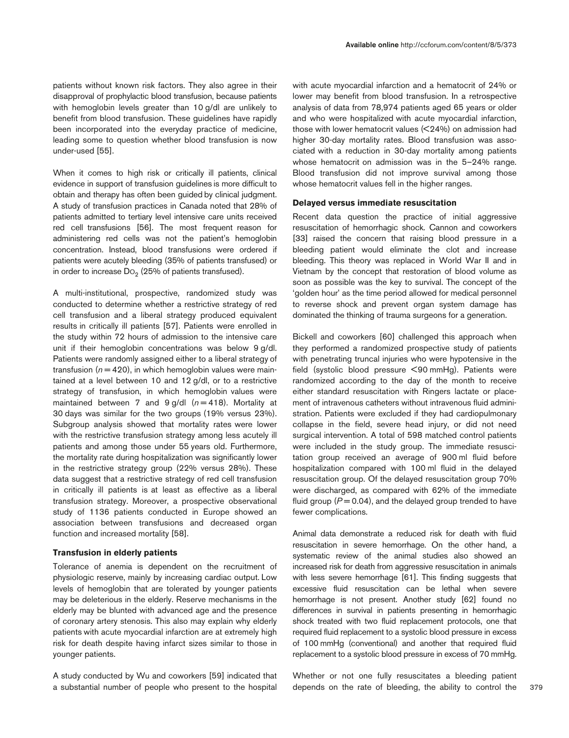patients without known risk factors. They also agree in their disapproval of prophylactic blood transfusion, because patients with hemoglobin levels greater than 10 g/dl are unlikely to benefit from blood transfusion. These guidelines have rapidly been incorporated into the everyday practice of medicine, leading some to question whether blood transfusion is now under-used [55].

When it comes to high risk or critically ill patients, clinical evidence in support of transfusion guidelines is more difficult to obtain and therapy has often been guided by clinical judgment. A study of transfusion practices in Canada noted that 28% of patients admitted to tertiary level intensive care units received red cell transfusions [56]. The most frequent reason for administering red cells was not the patient's hemoglobin concentration. Instead, blood transfusions were ordered if patients were acutely bleeding (35% of patients transfused) or in order to increase $Do_2$ (25% of patients transfused).

A multi-institutional, prospective, randomized study was conducted to determine whether a restrictive strategy of red cell transfusion and a liberal strategy produced equivalent results in critically ill patients [57]. Patients were enrolled in the study within 72 hours of admission to the intensive care unit if their hemoglobin concentrations was below 9 g/dl. Patients were randomly assigned either to a liberal strategy of transfusion ($n = 420$), in which hemoglobin values were maintained at a level between 10 and 12 g/dl, or to a restrictive strategy of transfusion, in which hemoglobin values were maintained between 7 and 9 g/dl ($n = 418$). Mortality at 30 days was similar for the two groups (19% versus 23%). Subgroup analysis showed that mortality rates were lower with the restrictive transfusion strategy among less acutely ill patients and among those under 55 years old. Furthermore, the mortality rate during hospitalization was significantly lower in the restrictive strategy group (22% versus 28%). These data suggest that a restrictive strategy of red cell transfusion in critically ill patients is at least as effective as a liberal transfusion strategy. Moreover, a prospective observational study of 1136 patients conducted in Europe showed an association between transfusions and decreased organ function and increased mortality [58].

### Transfusion in elderly patients

Tolerance of anemia is dependent on the recruitment of physiologic reserve, mainly by increasing cardiac output. Low levels of hemoglobin that are tolerated by younger patients may be deleterious in the elderly. Reserve mechanisms in the elderly may be blunted with advanced age and the presence of coronary artery stenosis. This also may explain why elderly patients with acute myocardial infarction are at extremely high risk for death despite having infarct sizes similar to those in younger patients.

A study conducted by Wu and coworkers [59] indicated that a substantial number of people who present to the hospital with acute myocardial infarction and a hematocrit of 24% or lower may benefit from blood transfusion. In a retrospective analysis of data from 78,974 patients aged 65 years or older and who were hospitalized with acute myocardial infarction, those with lower hematocrit values (<24%) on admission had higher 30-day mortality rates. Blood transfusion was associated with a reduction in 30-day mortality among patients whose hematocrit on admission was in the 5–24% range. Blood transfusion did not improve survival among those whose hematocrit values fell in the higher ranges.

### Delayed versus immediate resuscitation

Recent data question the practice of initial aggressive resuscitation of hemorrhagic shock. Cannon and coworkers [33] raised the concern that raising blood pressure in a bleeding patient would eliminate the clot and increase bleeding. This theory was replaced in World War II and in Vietnam by the concept that restoration of blood volume as soon as possible was the key to survival. The concept of the 'golden hour' as the time period allowed for medical personnel to reverse shock and prevent organ system damage has dominated the thinking of trauma surgeons for a generation.

Bickell and coworkers [60] challenged this approach when they performed a randomized prospective study of patients with penetrating truncal injuries who were hypotensive in the field (systolic blood pressure <90 mmHg). Patients were randomized according to the day of the month to receive either standard resuscitation with Ringers lactate or placement of intravenous catheters without intravenous fluid administration. Patients were excluded if they had cardiopulmonary collapse in the field, severe head injury, or did not need surgical intervention. A total of 598 matched control patients were included in the study group. The immediate resuscitation group received an average of 900 ml fluid before hospitalization compared with 100 ml fluid in the delayed resuscitation group. Of the delayed resuscitation group 70% were discharged, as compared with 62% of the immediate fluid group ($P = 0.04$), and the delayed group trended to have fewer complications.

Animal data demonstrate a reduced risk for death with fluid resuscitation in severe hemorrhage. On the other hand, a systematic review of the animal studies also showed an increased risk for death from aggressive resuscitation in animals with less severe hemorrhage [61]. This finding suggests that excessive fluid resuscitation can be lethal when severe hemorrhage is not present. Another study [62] found no differences in survival in patients presenting in hemorrhagic shock treated with two fluid replacement protocols, one that required fluid replacement to a systolic blood pressure in excess of 100 mmHg (conventional) and another that required fluid replacement to a systolic blood pressure in excess of 70 mmHg.

Whether or not one fully resuscitates a bleeding patient depends on the rate of bleeding, the ability to control the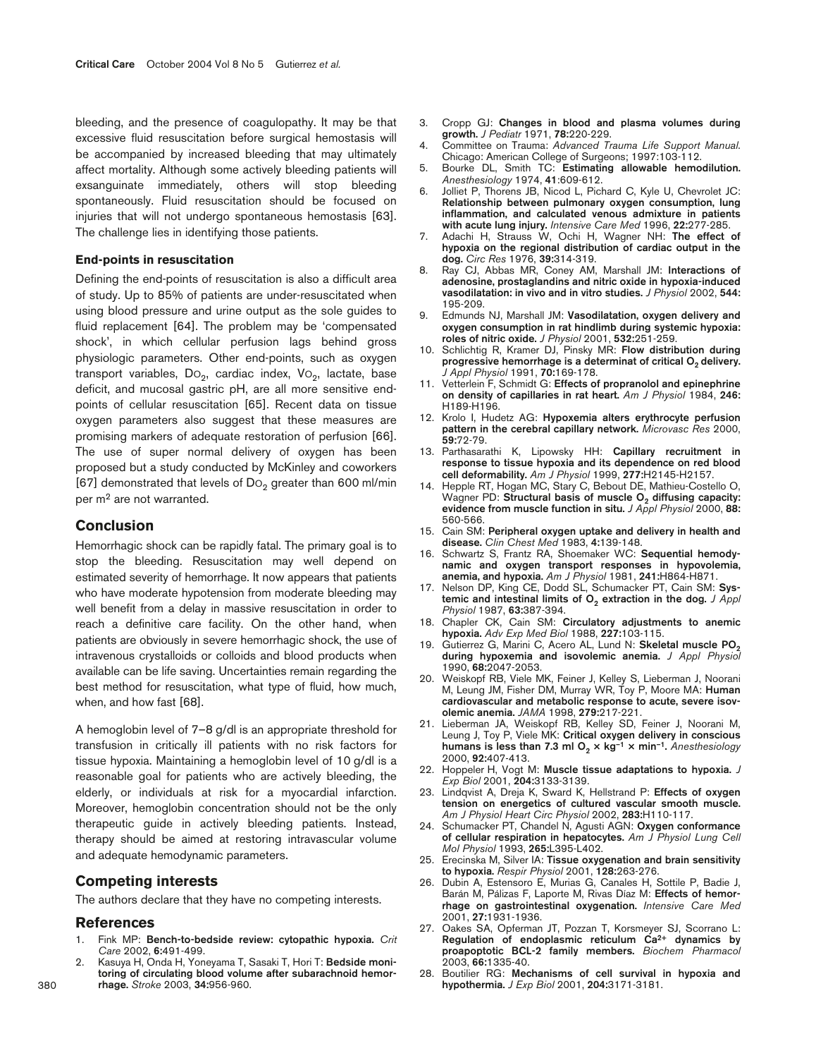bleeding, and the presence of coagulopathy. It may be that excessive fluid resuscitation before surgical hemostasis will be accompanied by increased bleeding that may ultimately affect mortality. Although some actively bleeding patients will exsanguinate immediately, others will stop bleeding spontaneously. Fluid resuscitation should be focused on injuries that will not undergo spontaneous hemostasis [63]. The challenge lies in identifying those patients.

### End-points in resuscitation

Defining the end-points of resuscitation is also a difficult area of study. Up to 85% of patients are under-resuscitated when using blood pressure and urine output as the sole guides to fluid replacement [64]. The problem may be 'compensated shock', in which cellular perfusion lags behind gross physiologic parameters. Other end-points, such as oxygen transport variables, $Do_2$, cardiac index, $Vo_2$, lactate, base deficit, and mucosal gastric pH, are all more sensitive end-points of cellular resuscitation [65]. Recent data on tissue oxygen parameters also suggest that these measures are promising markers of adequate restoration of perfusion [66]. The use of super normal delivery of oxygen has been proposed but a study conducted by McKinley and coworkers [67] demonstrated that levels of $Do_2$ greater than 600 ml/min per $m^2$ are not warranted.

## Conclusion

Hemorrhagic shock can be rapidly fatal. The primary goal is to stop the bleeding. Resuscitation may well depend on estimated severity of hemorrhage. It now appears that patients who have moderate hypotension from moderate bleeding may well benefit from a delay in massive resuscitation in order to reach a definitive care facility. On the other hand, when patients are obviously in severe hemorrhagic shock, the use of intravenous crystalloids or colloids and blood products when available can be life saving. Uncertainties remain regarding the best method for resuscitation, what type of fluid, how much, when, and how fast [68].

A hemoglobin level of 7–8 g/dl is an appropriate threshold for transfusion in critically ill patients with no risk factors for tissue hypoxia. Maintaining a hemoglobin level of 10 g/dl is a reasonable goal for patients who are actively bleeding, the elderly, or individuals at risk for a myocardial infarction. Moreover, hemoglobin concentration should not be the only therapeutic guide in actively bleeding patients. Instead, therapy should be aimed at restoring intravascular volume and adequate hemodynamic parameters.

## Competing interests

The authors declare that they have no competing interests.

## References

1. Fink MP: **Bench-to-bedside review: cytopathic hypoxia.** *Crit Care* 2002, **6:**491-499.
2. Kasuya H, Onda H, Yoneyama T, Sasaki T, Hori T: **Bedside monitoring of circulating blood volume after subarachnoid hemorrhage.** *Stroke* 2003, **34:**956-960.
3. Cropp GJ: **Changes in blood and plasma volumes during growth.** *J Pediatr* 1971, **78:**220-229.
4. Committee on Trauma: *Advanced Trauma Life Support Manual.* Chicago: American College of Surgeons; 1997:103-112.
5. Bourke DL, Smith TC: **Estimating allowable hemodilution.** *Anesthesiology* 1974, **41:**609-612.
6. Jolliet P, Thorens JB, Nicod L, Pichard C, Kyle U, Chevrolet JC: **Relationship between pulmonary oxygen consumption, lung inflammation, and calculated venous admixture in patients with acute lung injury.** *Intensive Care Med* 1996, **22:**277-285.
7. Adachi H, Strauss W, Ochi H, Wagner NH: **The effect of hypoxia on the regional distribution of cardiac output in the dog.** *Circ Res* 1976, **39:**314-319.
8. Ray CJ, Abbas MR, Coney AM, Marshall JM: **Interactions of adenosine, prostaglandins and nitric oxide in hypoxia-induced vasodilatation: in vivo and in vitro studies.** *J Physiol* 2002, **544:** 195-209.
9. Edmunds NJ, Marshall JM: **Vasodilatation, oxygen delivery and oxygen consumption in rat hindlimb during systemic hypoxia: roles of nitric oxide.** *J Physiol* 2001, **532:**251-259.
10. Schlichtig R, Kramer DJ, Pinsky MR: **Flow distribution during progressive hemorrhage is a determinat of critical $O_2$ delivery.** *J Appl Physiol* 1991, **70:**169-178.
11. Vetterlein F, Schmidt G: **Effects of propranolol and epinephrine on density of capillaries in rat heart.** *Am J Physiol* 1984, **246:** H189-H196.
12. Krolo I, Hudetz AG: **Hypoxemia alters erythrocyte perfusion pattern in the cerebral capillary network.** *Microvasc Res* 2000, **59:**72-79.
13. Parthasarathi K, Lipowsky HH: **Capillary recruitment in response to tissue hypoxia and its dependence on red blood cell deformability.** *Am J Physiol* 1999, **277:**H2145-H2157.
14. Hepple RT, Hogan MC, Stary C, Bebout DE, Mathieu-Costello O, Wagner PD: **Structural basis of muscle $O_2$ diffusing capacity: evidence from muscle function in situ.** *J Appl Physiol* 2000, **88:** 560-566.
15. Cain SM: **Peripheral oxygen uptake and delivery in health and disease.** *Clin Chest Med* 1983, **4:**139-148.
16. Schwartz S, Frantz RA, Shoemaker WC: **Sequential hemodynamic and oxygen transport responses in hypovolemia, anemia, and hypoxia.** *Am J Physiol* 1981, **241:**H864-H871.
17. Nelson DP, King CE, Dodd SL, Schumacker PT, Cain SM: **Systemic and intestinal limits of $O_2$ extraction in the dog.** *J Appl Physiol* 1987, **63:**387-394.
18. Chapler CK, Cain SM: **Circulatory adjustments to anemic hypoxia.** *Adv Exp Med Biol* 1988, **227:**103-115.
19. Gutierrez G, Marini C, Acero AL, Lund N: **Skeletal muscle $PO_2$ during hypoxemia and isovolemic anemia.** *J Appl Physiol* 1990, **68:**2047-2053.
20. Weiskopf RB, Viele MK, Feiner J, Kelley S, Lieberman J, Noorani M, Leung JM, Fisher DM, Murray WR, Toy P, Moore MA: **Human cardiovascular and metabolic response to acute, severe isovolemic anemia.** *JAMA* 1998, **279:**217-221.
21. Lieberman JA, Weiskopf RB, Kelley SD, Feiner J, Noorani M, Leung J, Toy P, Viele MK: **Critical oxygen delivery in conscious humans is less than 7.3 ml $O_2 \times kg^{-1} \times min^{-1}$.** *Anesthesiology* 2000, **92:**407-413.
22. Hoppeler H, Vogt M: **Muscle tissue adaptations to hypoxia.** *J Exp Biol* 2001, **204:**3133-3139.
23. Lindqvist A, Dreja K, Sward K, Hellstrand P: **Effects of oxygen tension on energetics of cultured vascular smooth muscle.** *Am J Physiol Heart Circ Physiol* 2002, **283:**H110-117.
24. Schumacker PT, Chandel N, Agusti AGN: **Oxygen conformance of cellular respiration in hepatocytes.** *Am J Physiol Lung Cell Mol Physiol* 1993, **265:**L395-L402.
25. Erecinska M, Silver IA: **Tissue oxygenation and brain sensitivity to hypoxia.** *Respir Physiol* 2001, **128:**263-276.
26. Dubin A, Estensoro E, Murias G, Canales H, Sottile P, Badie J, Barán M, Pálizas F, Laporte M, Rivas Díaz M: **Effects of hemorrhage on gastrointestinal oxygenation.** *Intensive Care Med* 2001, **27:**1931-1936.
27. Oakes SA, Opferman JT, Pozzan T, Korsmeyer SJ, Scorrano L: **Regulation of endoplasmic reticulum $Ca^{2+}$ dynamics by proapoptotic BCL-2 family members.** *Biochem Pharmacol* 2003, **66:**1335-40.
28. Boutilier RG: **Mechanisms of cell survival in hypoxia and hypothermia.** *J Exp Biol* 2001, **204:**3171-3181.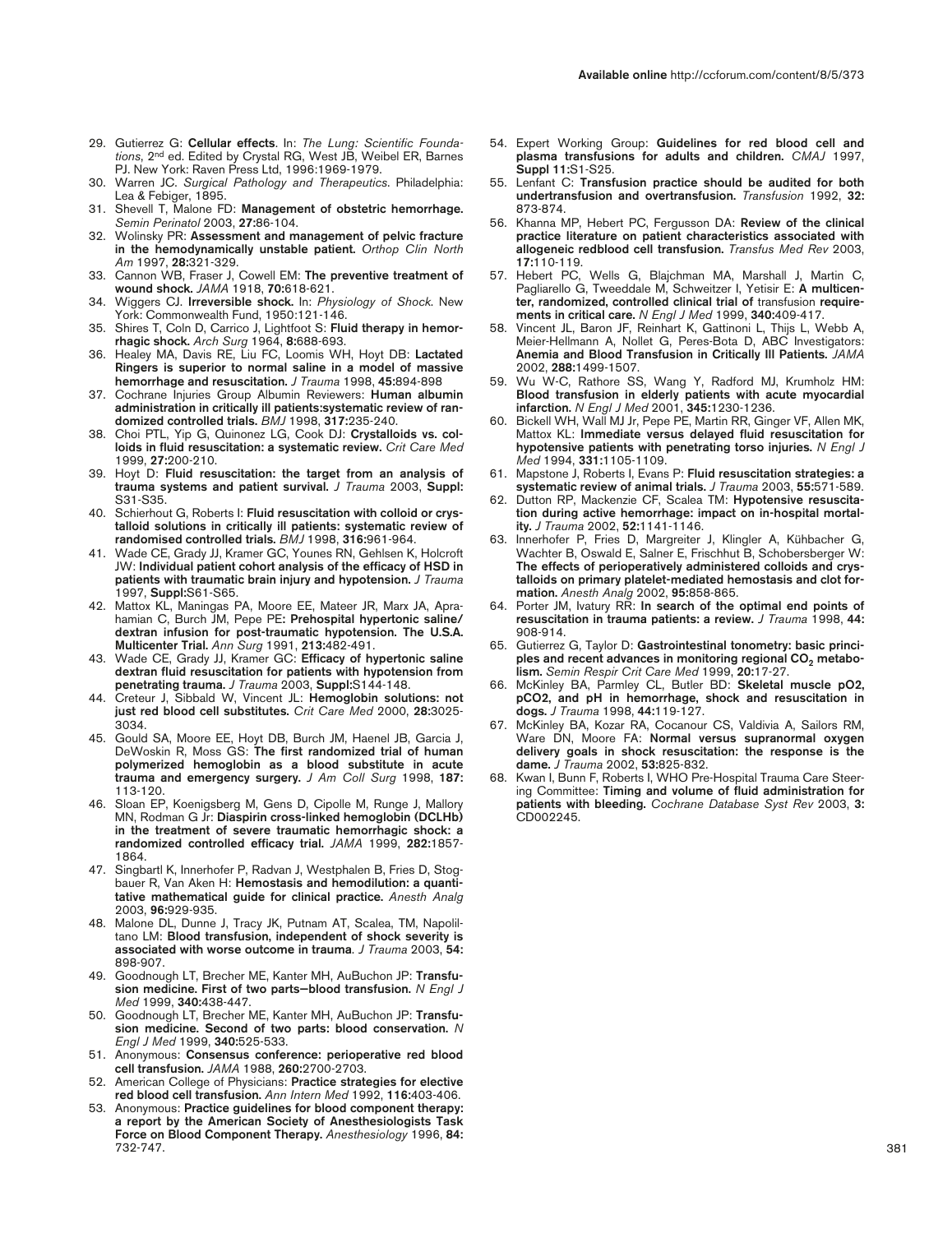29. Gutierrez G: **Cellular effects**. In: *The Lung: Scientific Foundations*, 2nd ed. Edited by Crystal RG, West JB, Weibel ER, Barnes PJ. New York: Raven Press Ltd, 1996:1969-1979.
30. Warren JC. *Surgical Pathology and Therapeutics*. Philadelphia: Lea & Febiger, 1895.
31. Shevell T, Malone FD: **Management of obstetric hemorrhage.** *Semin Perinatol* 2003, **27:**86-104.
32. Wolinsky PR: **Assessment and management of pelvic fracture in the hemodynamically unstable patient.** *Orthop Clin North Am* 1997, **28:**321-329.
33. Cannon WB, Fraser J, Cowell EM: **The preventive treatment of wound shock.** *JAMA* 1918, **70:**618-621.
34. Wiggers CJ. **Irreversible shock.** In: *Physiology of Shock.* New York: Commonwealth Fund, 1950:121-146.
35. Shires T, Coln D, Carrico J, Lightfoot S: **Fluid therapy in hemorrhagic shock.** *Arch Surg* 1964, **8:**688-693.
36. Healey MA, Davis RE, Liu FC, Loomis WH, Hoyt DB: **Lactated Ringers is superior to normal saline in a model of massive hemorrhage and resuscitation.** *J Trauma* 1998, **45:**894-898
37. Cochrane Injuries Group Albumin Reviewers: **Human albumin administration in critically ill patients:systematic review of randomized controlled trials.** *BMJ* 1998, **317:**235-240.
38. Choi PTL, Yip G, Quinonez LG, Cook DJ: **Crystalloids vs. colloids in fluid resuscitation: a systematic review.** *Crit Care Med* 1999, **27:**200-210.
39. Hoyt D: **Fluid resuscitation: the target from an analysis of trauma systems and patient survival.** *J Trauma* 2003, **Suppl:** S31-S35.
40. Schierhout G, Roberts I: **Fluid resuscitation with colloid or crystalloid solutions in critically ill patients: systematic review of randomised controlled trials.** *BMJ* 1998, **316:**961-964.
41. Wade CE, Grady JJ, Kramer GC, Younes RN, Gehlsen K, Holcroft JW: **Individual patient cohort analysis of the efficacy of HSD in patients with traumatic brain injury and hypotension.** *J Trauma* 1997, **Suppl:**S61-S65.
42. Mattox KL, Maningas PA, Moore EE, Mateer JR, Marx JA, Aprahamian C, Burch JM, Pepe PE**: Prehospital hypertonic saline/dextran infusion for post-traumatic hypotension. The U.S.A. Multicenter Trial.** *Ann Surg* 1991, **213:**482-491.
43. Wade CE, Grady JJ, Kramer GC: **Efficacy of hypertonic saline dextran fluid resuscitation for patients with hypotension from penetrating trauma.** *J Trauma* 2003, **Suppl:**S144-148.
44. Creteur J, Sibbald W, Vincent JL: **Hemoglobin solutions: not just red blood cell substitutes.** *Crit Care Med* 2000, **28:**3025-3034.
45. Gould SA, Moore EE, Hoyt DB, Burch JM, Haenel JB, Garcia J, DeWoskin R, Moss GS: **The first randomized trial of human polymerized hemoglobin as a blood substitute in acute trauma and emergency surgery.** *J Am Coll Surg* 1998, **187:** 113-120.
46. Sloan EP, Koenigsberg M, Gens D, Cipolle M, Runge J, Mallory MN, Rodman G Jr: **Diaspirin cross-linked hemoglobin (DCLHb) in the treatment of severe traumatic hemorrhagic shock: a randomized controlled efficacy trial.** *JAMA* 1999, **282:**1857-1864.
47. Singbartl K, Innerhofer P, Radvan J, Westphalen B, Fries D, Stogbauer R, Van Aken H: **Hemostasis and hemodilution: a quantitative mathematical guide for clinical practice.** *Anesth Analg* 2003, **96:**929-935.
48. Malone DL, Dunne J, Tracy JK, Putnam AT, Scalea, TM, Napoliltano LM: **Blood transfusion, independent of shock severity is associated with worse outcome in trauma**. *J Trauma* 2003, **54:** 898-907.
49. Goodnough LT, Brecher ME, Kanter MH, AuBuchon JP: **Transfusion medicine. First of two parts—blood transfusion.** *N Engl J Med* 1999, **340:**438-447.
50. Goodnough LT, Brecher ME, Kanter MH, AuBuchon JP: **Transfusion medicine. Second of two parts: blood conservation.** *N Engl J Med* 1999, **340:**525-533.
51. Anonymous: **Consensus conference: perioperative red blood cell transfusion.** *JAMA* 1988, **260:**2700-2703.
52. American College of Physicians: **Practice strategies for elective red blood cell transfusion.** *Ann Intern Med* 1992, **116:**403-406.
53. Anonymous: **Practice guidelines for blood component therapy: a report by the American Society of Anesthesiologists Task Force on Blood Component Therapy.** *Anesthesiology* 1996, **84:** 732-747.
54. Expert Working Group: **Guidelines for red blood cell and plasma transfusions for adults and children.** *CMAJ* 1997, **Suppl 11:**S1-S25.
55. Lenfant C: **Transfusion practice should be audited for both undertransfusion and overtransfusion.** *Transfusion* 1992, **32:** 873-874.
56. Khanna MP, Hebert PC, Fergusson DA: **Review of the clinical practice literature on patient characteristics associated with allogeneic redblood cell transfusion.** *Transfus Med Rev* 2003, **17:**110-119.
57. Hebert PC, Wells G, Blajchman MA, Marshall J, Martin C, Pagliarello G, Tweeddale M, Schweitzer I, Yetisir E: **A multicenter, randomized, controlled clinical trial of** transfusion **requirements in critical care.** *N Engl J Med* 1999, **340:**409-417.
58. Vincent JL, Baron JF, Reinhart K, Gattinoni L, Thijs L, Webb A, Meier-Hellmann A, Nollet G, Peres-Bota D, ABC Investigators: **Anemia and Blood Transfusion in Critically Ill Patients.** *JAMA* 2002, **288:**1499-1507.
59. Wu W-C, Rathore SS, Wang Y, Radford MJ, Krumholz HM: **Blood transfusion in elderly patients with acute myocardial infarction.** *N Engl J Med* 2001, **345:**1230-1236.
60. Bickell WH, Wall MJ Jr, Pepe PE, Martin RR, Ginger VF, Allen MK, Mattox KL: **Immediate versus delayed fluid resuscitation for hypotensive patients with penetrating torso injuries.** *N Engl J Med* 1994, **331:**1105-1109.
61. Mapstone J, Roberts I, Evans P: **Fluid resuscitation strategies: a systematic review of animal trials.** *J Trauma* 2003, **55:**571-589.
62. Dutton RP, Mackenzie CF, Scalea TM: **Hypotensive resuscitation during active hemorrhage: impact on in-hospital mortality.** *J Trauma* 2002, **52:**1141-1146.
63. Innerhofer P, Fries D, Margreiter J, Klingler A, Kühbacher G, Wachter B, Oswald E, Salner E, Frischhut B, Schobersberger W: **The effects of perioperatively administered colloids and crystalloids on primary platelet-mediated hemostasis and clot formation.** *Anesth Analg* 2002, **95:**858-865.
64. Porter JM, Ivatury RR: **In search of the optimal end points of resuscitation in trauma patients: a review.** *J Trauma* 1998, **44:** 908-914.
65. Gutierrez G, Taylor D: **Gastrointestinal tonometry: basic principles and recent advances in monitoring regional $CO_2$ metabolism.** *Semin Respir Crit Care Med* 1999, **20:**17-27.
66. McKinley BA, Parmley CL, Butler BD: **Skeletal muscle pO2, pCO2, and pH in hemorrhage, shock and resuscitation in dogs.** *J Trauma* 1998, **44:**119-127.
67. McKinley BA, Kozar RA, Cocanour CS, Valdivia A, Sailors RM, Ware DN, Moore FA: **Normal versus supranormal oxygen delivery goals in shock resuscitation: the response is the dame.** *J Trauma* 2002, **53:**825-832.
68. Kwan I, Bunn F, Roberts I, WHO Pre-Hospital Trauma Care Steering Committee: **Timing and volume of fluid administration for patients with bleeding.** *Cochrane Database Syst Rev* 2003, **3:** CD002245.